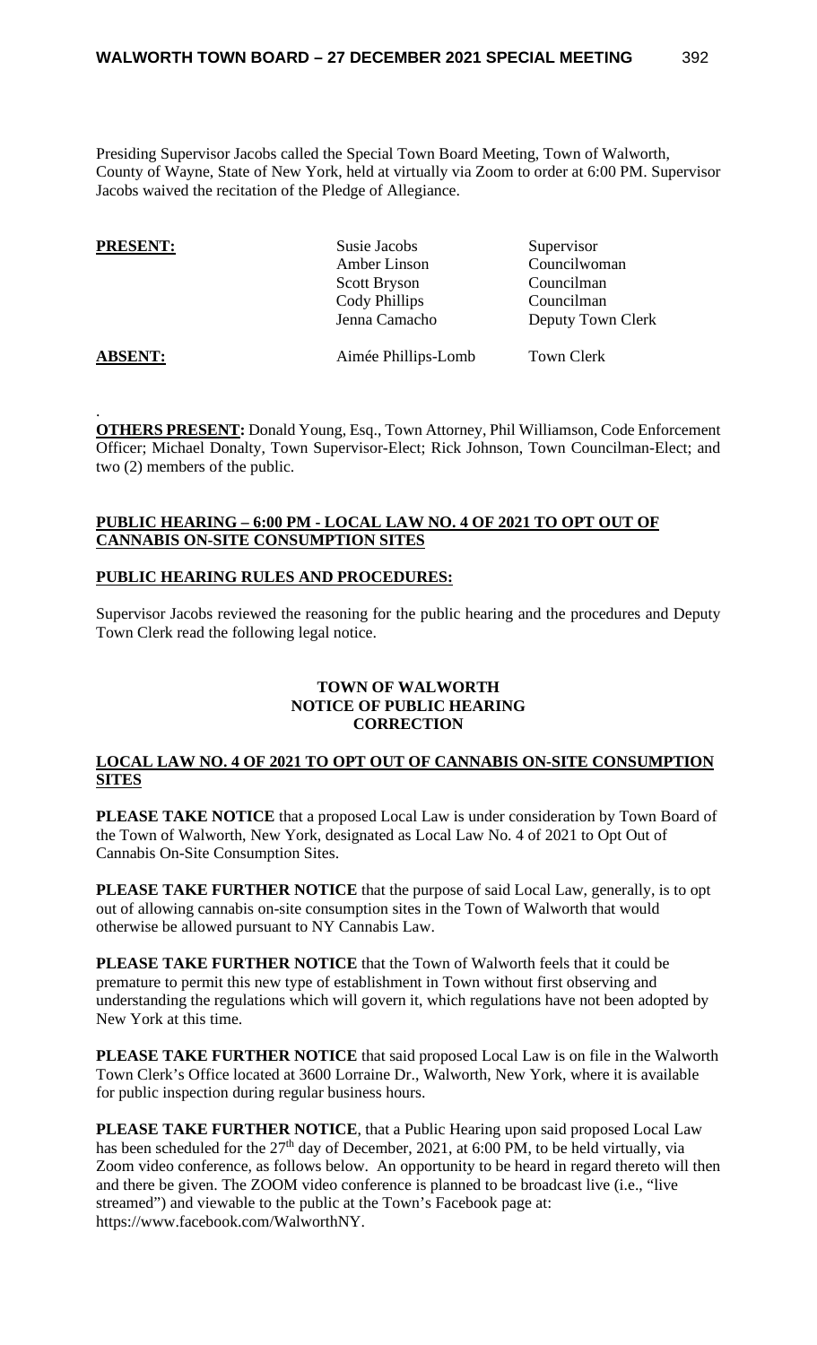Presiding Supervisor Jacobs called the Special Town Board Meeting, Town of Walworth, County of Wayne, State of New York, held at virtually via Zoom to order at 6:00 PM. Supervisor Jacobs waived the recitation of the Pledge of Allegiance.

| **PRESENT:** | Susie Jacobs | Supervisor |
|---|---|---|
| | Amber Linson | Councilwoman |
| | Scott Bryson | Councilman |
| | Cody Phillips | Councilman |
| | Jenna Camacho | Deputy Town Clerk |
| **ABSENT:** | Aimée Phillips-Lomb | Town Clerk |

.
**OTHERS PRESENT:** Donald Young, Esq., Town Attorney, Phil Williamson, Code Enforcement Officer; Michael Donalty, Town Supervisor-Elect; Rick Johnson, Town Councilman-Elect; and two (2) members of the public.

**PUBLIC HEARING – 6:00 PM - LOCAL LAW NO. 4 OF 2021 TO OPT OUT OF CANNABIS ON-SITE CONSUMPTION SITES**

**PUBLIC HEARING RULES AND PROCEDURES:**

Supervisor Jacobs reviewed the reasoning for the public hearing and the procedures and Deputy Town Clerk read the following legal notice.

**TOWN OF WALWORTH**
**NOTICE OF PUBLIC HEARING**
**CORRECTION**

**LOCAL LAW NO. 4 OF 2021 TO OPT OUT OF CANNABIS ON-SITE CONSUMPTION SITES**

**PLEASE TAKE NOTICE** that a proposed Local Law is under consideration by Town Board of the Town of Walworth, New York, designated as Local Law No. 4 of 2021 to Opt Out of Cannabis On-Site Consumption Sites.

**PLEASE TAKE FURTHER NOTICE** that the purpose of said Local Law, generally, is to opt out of allowing cannabis on-site consumption sites in the Town of Walworth that would otherwise be allowed pursuant to NY Cannabis Law.

**PLEASE TAKE FURTHER NOTICE** that the Town of Walworth feels that it could be premature to permit this new type of establishment in Town without first observing and understanding the regulations which will govern it, which regulations have not been adopted by New York at this time.

**PLEASE TAKE FURTHER NOTICE** that said proposed Local Law is on file in the Walworth Town Clerk's Office located at 3600 Lorraine Dr., Walworth, New York, where it is available for public inspection during regular business hours.

**PLEASE TAKE FURTHER NOTICE**, that a Public Hearing upon said proposed Local Law has been scheduled for the 27th day of December, 2021, at 6:00 PM, to be held virtually, via Zoom video conference, as follows below. An opportunity to be heard in regard thereto will then and there be given. The ZOOM video conference is planned to be broadcast live (i.e., "live streamed") and viewable to the public at the Town's Facebook page at: https://www.facebook.com/WalworthNY.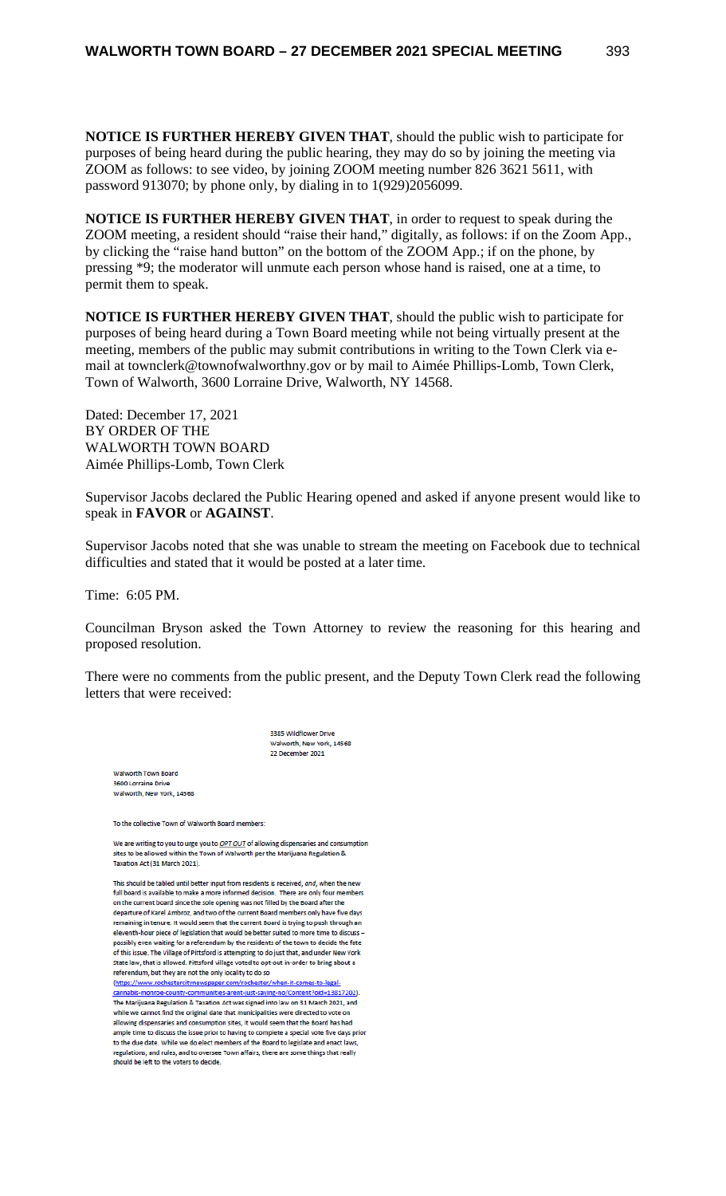**NOTICE IS FURTHER HEREBY GIVEN THAT**, should the public wish to participate for purposes of being heard during the public hearing, they may do so by joining the meeting via ZOOM as follows: to see video, by joining ZOOM meeting number 826 3621 5611, with password 913070; by phone only, by dialing in to 1(929)2056099.

**NOTICE IS FURTHER HEREBY GIVEN THAT**, in order to request to speak during the ZOOM meeting, a resident should "raise their hand," digitally, as follows: if on the Zoom App., by clicking the "raise hand button" on the bottom of the ZOOM App.; if on the phone, by pressing *9; the moderator will unmute each person whose hand is raised, one at a time, to permit them to speak.

**NOTICE IS FURTHER HEREBY GIVEN THAT**, should the public wish to participate for purposes of being heard during a Town Board meeting while not being virtually present at the meeting, members of the public may submit contributions in writing to the Town Clerk via e-mail at townclerk@townofwalworthny.gov or by mail to Aimée Phillips-Lomb, Town Clerk, Town of Walworth, 3600 Lorraine Drive, Walworth, NY 14568.

Dated: December 17, 2021
BY ORDER OF THE
WALWORTH TOWN BOARD
Aimée Phillips-Lomb, Town Clerk

Supervisor Jacobs declared the Public Hearing opened and asked if anyone present would like to speak in **FAVOR** or **AGAINST**.

Supervisor Jacobs noted that she was unable to stream the meeting on Facebook due to technical difficulties and stated that it would be posted at a later time.

Time: 6:05 PM.

Councilman Bryson asked the Town Attorney to review the reasoning for this hearing and proposed resolution.

There were no comments from the public present, and the Deputy Town Clerk read the following letters that were received:

3385 Wildflower Drive
Walworth, New York, 14568
22 December 2021

Walworth Town Board
3600 Lorraine Drive
Walworth, New York, 14568

To the collective Town of Walworth Board members:

We are writing to you to urge you to *OPT OUT* of allowing dispensaries and consumption sites to be allowed within the Town of Walworth per the Marijuana Regulation & Taxation Act (31 March 2021).

This should be tabled until better input from residents is received, *and*, when the new full board is available to make a more informed decision. There are only four members on the current board since the sole opening was not filled by the Board after the departure of Karel Ambroz, and two of the current Board members only have five days remaining in tenure. It would seem that the current Board is trying to push through an eleventh-hour piece of legislation that would be better suited to more time to discuss – possibly even waiting for a referendum by the residents of the town to decide the fate of this issue. The Village of Pittsford is attempting to do just that, and under New York State law, that is allowed. Pittsford village voted to opt-out in-order to bring about a referendum, but they are not the only locality to do so (https://www.rochestercitynewspaper.com/rochester/when-it-comes-to-legal-cannabis-monroe-county-communities-arent-just-saying-no/Content?oid=13817202). The Marijuana Regulation & Taxation Act was signed into law on 31 March 2021, and while we cannot find the original date that municipalities were directed to vote on allowing dispensaries and consumption sites, it would seem that the Board has had ample time to discuss the issue prior to having to complete a special vote five days prior to the due date. While we do elect members of the Board to legislate and enact laws, regulations, and rules, and to oversee Town affairs, there are some things that really should be left to the voters to decide.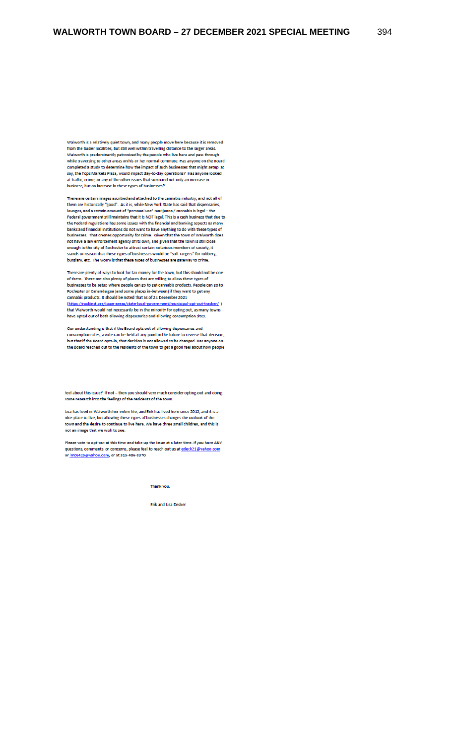Walworth is a relatively quiet town, and many people move here because it is removed from the busier localities, but still well within travelling distance to the larger areas. Walworth is predominantly patronized by the people who live here and pass through while traversing to other areas on his or her normal commute. Has anyone on the Board completed a study to determine how the impact of such businesses that might setup, at say, the Tops Markets Plaza, would impact day-to-day operations? Has anyone looked at traffic, crime, or any of the other issues that surround not only an increase in business, but an increase in these types of businesses?

There are certain images ascribed and attached to the cannabis industry, and not all of them are historically "good". As it is, while New York State has said that dispensaries, lounges, and a certain amount of "personal use" marijuana / cannabis is legal – the Federal government still maintains that it is NOT legal. This is a cash business that due to the Federal regulations has some issues with the financial and banking aspects as many banks and financial institutions do not want to have anything to do with these types of businesses. That creates opportunity for crime. Given that the town of Walworth does not have a law enforcement agency of its own, and given that the town is still close enough to the city of Rochester to attract certain nefarious members of society, it stands to reason that these types of businesses would be "soft targets" for robbery, burglary, etc. The worry is that these types of businesses are gateway to crime.

There are plenty of ways to look for tax money for the town, but this should not be one of them. There are also plenty of places that are willing to allow these types of businesses to be setup where people can go to get cannabis products. People can go to Rochester or Canandaigua (and some places in-between) if they want to get any cannabis products. It should be noted that as of 24 December 2021 (https://rockinst.org/issue-areas/state-local-government/municipal-opt-out-tracker/ ) that Walworth would not necessarily be in the minority for opting out, as many towns have opted out of both allowing dispensaries and allowing consumption sites.

Our understanding is that if the Board opts out of allowing dispensaries and consumption sites, a vote can be held at any point in the future to reverse that decision, but that if the Board opts-in, that decision is not allowed to be changed. Has anyone on the Board reached out to the residents of the town to get a good feel about how people feel about this issue? If not – then you should very much consider opting-out and doing some research into the feelings of the residents of the town.

Lisa has lived in Walworth her entire life, and Erik has lived here since 2012, and it is a nice place to live, but allowing these types of businesses changes the outlook of the town and the desire to continue to live here. We have three small children, and this is not an image that we wish to see.

Please vote to opt-out at this time and take up the issue at a later time. If you have ANY questions, comments, or concerns, please feel to reach out us at edeck21@yahoo.com or lmc6425@yahoo.com, or at 315-406-8370.

Thank you.

Erik and Lisa Decker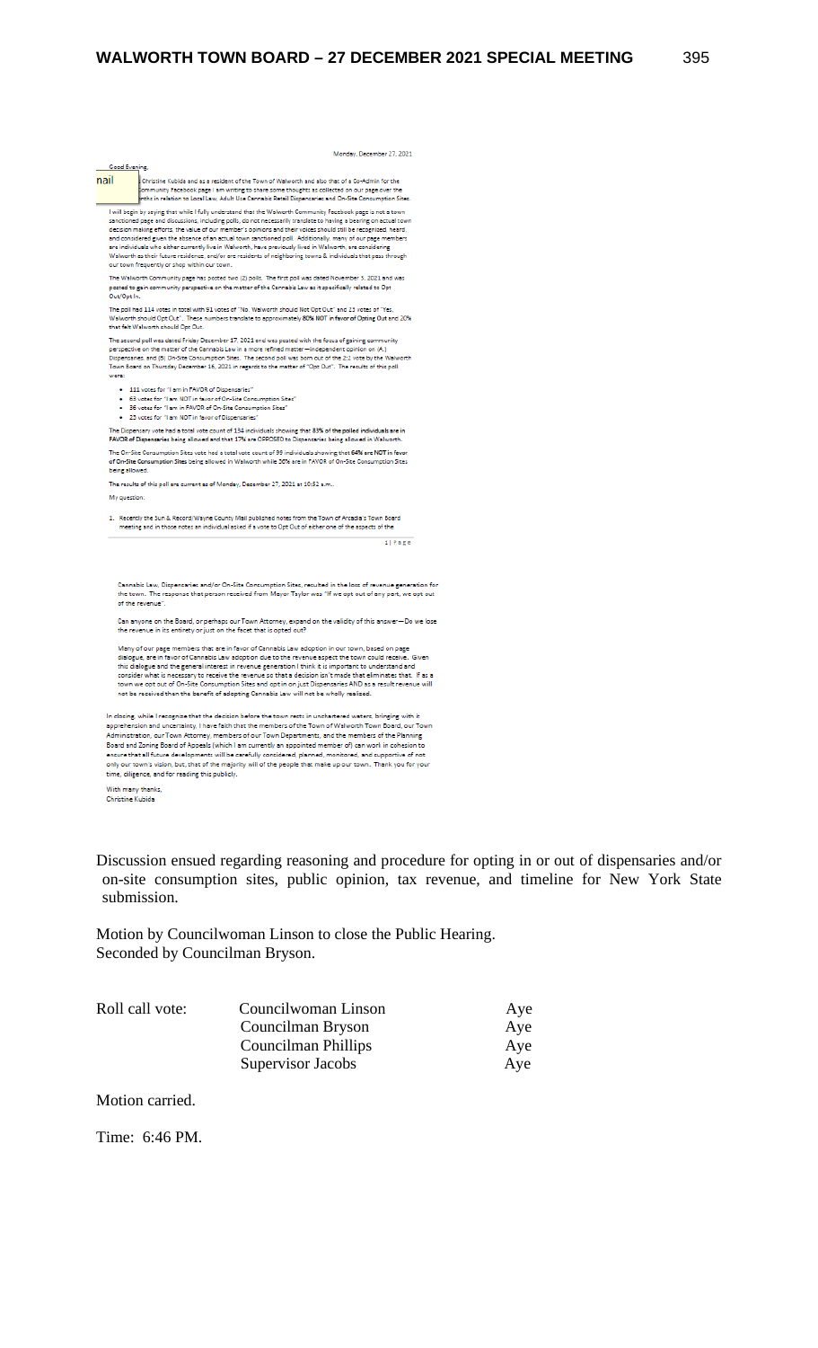Monday, December 27, 2021

Good Evening,

nail Christine Kubida and as a resident of the Town of Walworth and also that of a Co-Admin for the Community Facebook page I am writing to share some thoughts as collected on our page over the months in relation to Local Law, Adult Use Cannabis Retail Dispensaries and On-Site Consumption Sites.

I will begin by saying that while I fully understand that the Walworth Community Facebook page is not a town sanctioned page and discussions, including polls, do not necessarily translate to having a bearing on actual town decision making efforts, the value of our member's opinions and their voices should still be recognized, heard, and considered given the absence of an actual town sanctioned poll. Additionally, many of our page members are individuals who either currently live in Walworth, have previously lived in Walworth, are considering Walworth as their future residence, and/or are residents of neighboring towns & individuals that pass through our town frequently or shop within our town.

The Walworth Community page has posted two (2) polls. The first poll was dated November 5, 2021 and was posted to gain community perspective on the matter of the Cannabis Law as it specifically related to Opt Out/Opt In.

The poll had 114 votes in total with 91 votes of "No, Walworth should Not Opt Out" and 23 votes of "Yes, Walworth should Opt Out". These numbers translate to approximately **80% NOT in favor of Opting Out** and 20% that felt Walworth should Opt Out.

The second poll was dated Friday December 17, 2021 and was posted with the focus of gaining community perspective on the matter of the Cannabis Law in a more refined matter—independent opinion on (A.) Dispensaries, and (B) On-Site Consumption Sites. The second poll was born out of the 2:2 vote by the Walworth Town Board on Thursday December 16, 2021 in regards to the matter of "Opt Out". The results of this poll were:

- 111 votes for "I am in FAVOR of Dispensaries"
- 63 votes for "I am NOT in favor of On-Site Consumption Sites"
- 36 votes for "I am in FAVOR of On-Site Consumption Sites"
- 23 votes for "I am NOT in favor of Dispensaries"

The Dispensary vote had a total vote count of 134 individuals showing that **83% of the polled individuals are in FAVOR of Dispensaries being allowed** and that 17% are OPPOSED to Dispensaries being allowed in Walworth.

The On-Site Consumption Sites vote had a total vote count of 99 individuals showing that **64% are NOT in favor of On-Site Consumption Sites** being allowed in Walworth while 36% are in FAVOR of On-Site Consumption Sites being allowed.

The results of this poll are current as of Monday, December 27, 2021 at 10:52 a.m..

My question:

1. Recently the Sun & Record/Wayne County Mail published notes from the Town of Arcadia's Town Board meeting and in those notes an individual asked if a vote to Opt Out of either one of the aspects of the Cannabis Law, Dispensaries and/or On-Site Consumption Sites, resulted in the loss of revenue generation for the town. The response that person received from Mayor Taylor was "If we opt out of any part, we opt out of the revenue".

Can anyone on the Board, or perhaps our Town Attorney, expand on the validity of this answer—Do we lose the revenue in its entirety or just on the facet that is opted out?

Many of our page members that are in favor of Cannabis Law adoption in our town, based on page dialogue, are in favor of Cannabis Law adoption due to the revenue aspect the town could receive. Given this dialogue and the general interest in revenue generation I think it is important to understand and consider what is necessary to receive the revenue so that a decision isn't made that eliminates that. If as a town we opt out of On-Site Consumption Sites and opt in on just Dispensaries AND as a result revenue will not be received then the benefit of adopting Cannabis Law will not be wholly realized.

In closing, while I recognize that the decision before the town rests in unchartered waters, bringing with it apprehension and uncertainty, I have faith that the members of the Town of Walworth Town Board, our Town Administration, our Town Attorney, members of our Town Departments, and the members of the Planning Board and Zoning Board of Appeals (which I am currently an appointed member of) can work in cohesion to ensure that all future developments will be carefully considered, planned, monitored, and supportive of not only our town's vision, but, that of the majority will of the people that make up our town. Thank you for your time, diligence, and for reading this publicly.

With many thanks,
Christine Kubida

Discussion ensued regarding reasoning and procedure for opting in or out of dispensaries and/or on-site consumption sites, public opinion, tax revenue, and timeline for New York State submission.

Motion by Councilwoman Linson to close the Public Hearing.
Seconded by Councilman Bryson.

| Roll call vote: | Councilwoman Linson | Aye |
|---|---|---|
| | Councilman Bryson | Aye |
| | Councilman Phillips | Aye |
| | Supervisor Jacobs | Aye |

Motion carried.

Time: 6:46 PM.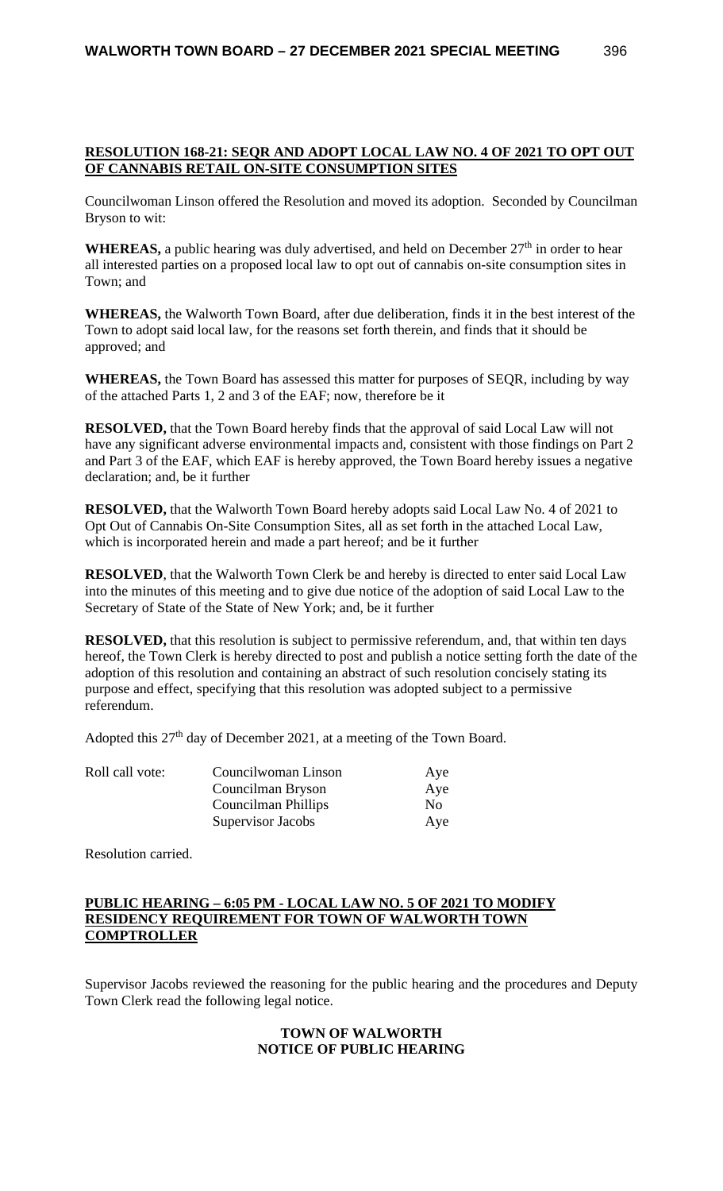**RESOLUTION 168-21: SEQR AND ADOPT LOCAL LAW NO. 4 OF 2021 TO OPT OUT OF CANNABIS RETAIL ON-SITE CONSUMPTION SITES**

Councilwoman Linson offered the Resolution and moved its adoption. Seconded by Councilman Bryson to wit:

**WHEREAS,** a public hearing was duly advertised, and held on December 27th in order to hear all interested parties on a proposed local law to opt out of cannabis on-site consumption sites in Town; and

**WHEREAS,** the Walworth Town Board, after due deliberation, finds it in the best interest of the Town to adopt said local law, for the reasons set forth therein, and finds that it should be approved; and

**WHEREAS,** the Town Board has assessed this matter for purposes of SEQR, including by way of the attached Parts 1, 2 and 3 of the EAF; now, therefore be it

**RESOLVED,** that the Town Board hereby finds that the approval of said Local Law will not have any significant adverse environmental impacts and, consistent with those findings on Part 2 and Part 3 of the EAF, which EAF is hereby approved, the Town Board hereby issues a negative declaration; and, be it further

**RESOLVED,** that the Walworth Town Board hereby adopts said Local Law No. 4 of 2021 to Opt Out of Cannabis On-Site Consumption Sites, all as set forth in the attached Local Law, which is incorporated herein and made a part hereof; and be it further

**RESOLVED**, that the Walworth Town Clerk be and hereby is directed to enter said Local Law into the minutes of this meeting and to give due notice of the adoption of said Local Law to the Secretary of State of the State of New York; and, be it further

**RESOLVED,** that this resolution is subject to permissive referendum, and, that within ten days hereof, the Town Clerk is hereby directed to post and publish a notice setting forth the date of the adoption of this resolution and containing an abstract of such resolution concisely stating its purpose and effect, specifying that this resolution was adopted subject to a permissive referendum.

Adopted this 27th day of December 2021, at a meeting of the Town Board.

| Roll call vote: | Councilwoman Linson | Aye |
|---|---|---|
| | Councilman Bryson | Aye |
| | Councilman Phillips | No |
| | Supervisor Jacobs | Aye |

Resolution carried.

**PUBLIC HEARING – 6:05 PM - LOCAL LAW NO. 5 OF 2021 TO MODIFY RESIDENCY REQUIREMENT FOR TOWN OF WALWORTH TOWN COMPTROLLER**

Supervisor Jacobs reviewed the reasoning for the public hearing and the procedures and Deputy Town Clerk read the following legal notice.

**TOWN OF WALWORTH**
**NOTICE OF PUBLIC HEARING**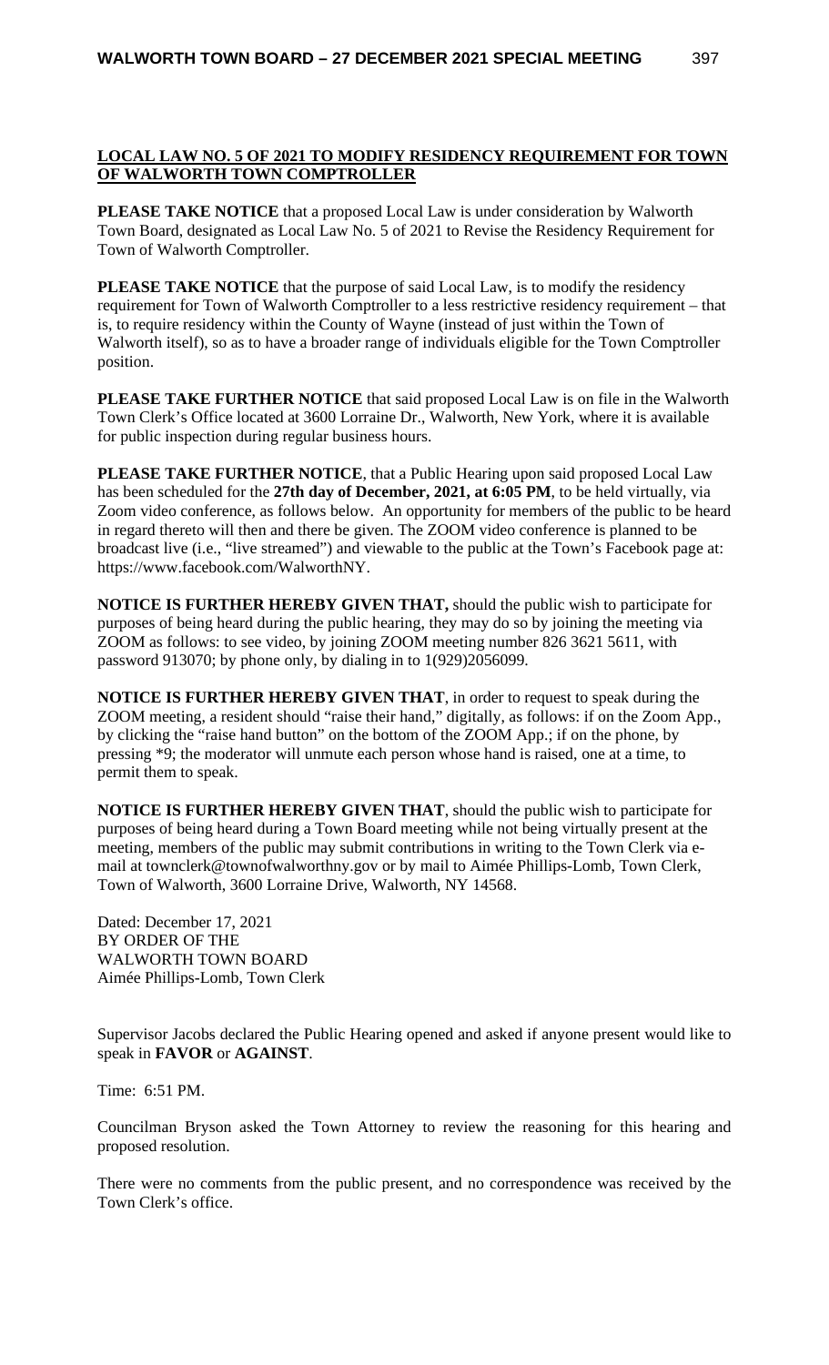**LOCAL LAW NO. 5 OF 2021 TO MODIFY RESIDENCY REQUIREMENT FOR TOWN OF WALWORTH TOWN COMPTROLLER**

**PLEASE TAKE NOTICE** that a proposed Local Law is under consideration by Walworth Town Board, designated as Local Law No. 5 of 2021 to Revise the Residency Requirement for Town of Walworth Comptroller.

**PLEASE TAKE NOTICE** that the purpose of said Local Law, is to modify the residency requirement for Town of Walworth Comptroller to a less restrictive residency requirement – that is, to require residency within the County of Wayne (instead of just within the Town of Walworth itself), so as to have a broader range of individuals eligible for the Town Comptroller position.

**PLEASE TAKE FURTHER NOTICE** that said proposed Local Law is on file in the Walworth Town Clerk's Office located at 3600 Lorraine Dr., Walworth, New York, where it is available for public inspection during regular business hours.

**PLEASE TAKE FURTHER NOTICE**, that a Public Hearing upon said proposed Local Law has been scheduled for the **27th day of December, 2021, at 6:05 PM**, to be held virtually, via Zoom video conference, as follows below. An opportunity for members of the public to be heard in regard thereto will then and there be given. The ZOOM video conference is planned to be broadcast live (i.e., "live streamed") and viewable to the public at the Town's Facebook page at: https://www.facebook.com/WalworthNY.

**NOTICE IS FURTHER HEREBY GIVEN THAT,** should the public wish to participate for purposes of being heard during the public hearing, they may do so by joining the meeting via ZOOM as follows: to see video, by joining ZOOM meeting number 826 3621 5611, with password 913070; by phone only, by dialing in to 1(929)2056099.

**NOTICE IS FURTHER HEREBY GIVEN THAT**, in order to request to speak during the ZOOM meeting, a resident should "raise their hand," digitally, as follows: if on the Zoom App., by clicking the "raise hand button" on the bottom of the ZOOM App.; if on the phone, by pressing *9; the moderator will unmute each person whose hand is raised, one at a time, to permit them to speak.

**NOTICE IS FURTHER HEREBY GIVEN THAT**, should the public wish to participate for purposes of being heard during a Town Board meeting while not being virtually present at the meeting, members of the public may submit contributions in writing to the Town Clerk via e-mail at townclerk@townofwalworthny.gov or by mail to Aimée Phillips-Lomb, Town Clerk, Town of Walworth, 3600 Lorraine Drive, Walworth, NY 14568.

Dated: December 17, 2021
BY ORDER OF THE
WALWORTH TOWN BOARD
Aimée Phillips-Lomb, Town Clerk

Supervisor Jacobs declared the Public Hearing opened and asked if anyone present would like to speak in **FAVOR** or **AGAINST**.

Time: 6:51 PM.

Councilman Bryson asked the Town Attorney to review the reasoning for this hearing and proposed resolution.

There were no comments from the public present, and no correspondence was received by the Town Clerk's office.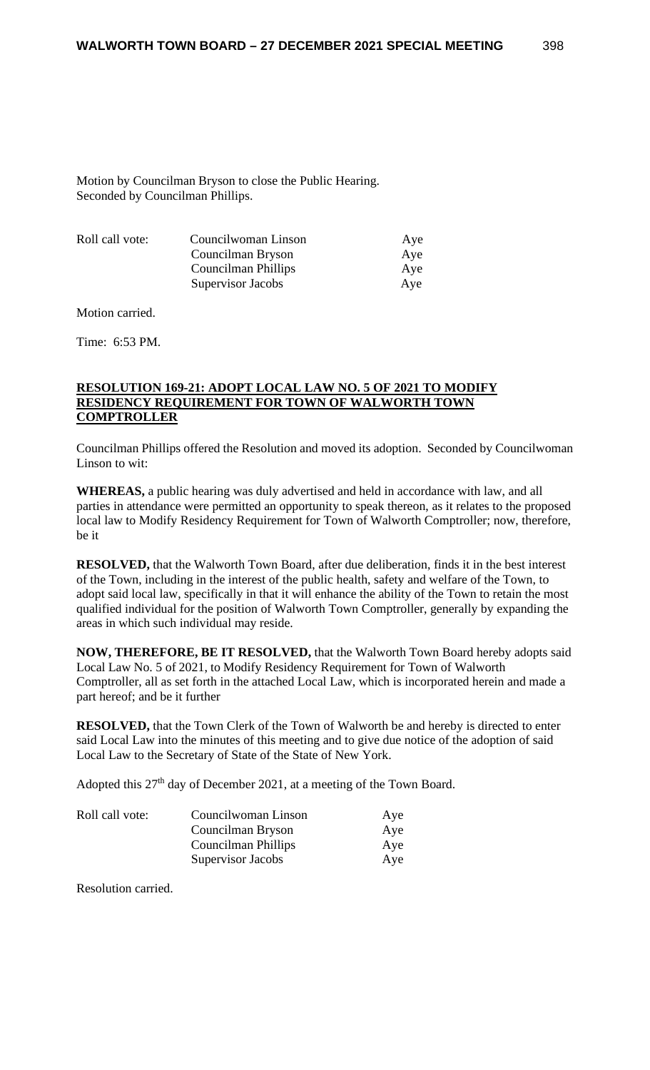Motion by Councilman Bryson to close the Public Hearing.
Seconded by Councilman Phillips.

| Roll call vote: | Councilwoman Linson | Aye |
|---|---|---|
| | Councilman Bryson | Aye |
| | Councilman Phillips | Aye |
| | Supervisor Jacobs | Aye |

Motion carried.

Time: 6:53 PM.

**RESOLUTION 169-21: ADOPT LOCAL LAW NO. 5 OF 2021 TO MODIFY RESIDENCY REQUIREMENT FOR TOWN OF WALWORTH TOWN COMPTROLLER**

Councilman Phillips offered the Resolution and moved its adoption. Seconded by Councilwoman Linson to wit:

**WHEREAS,** a public hearing was duly advertised and held in accordance with law, and all parties in attendance were permitted an opportunity to speak thereon, as it relates to the proposed local law to Modify Residency Requirement for Town of Walworth Comptroller; now, therefore, be it

**RESOLVED,** that the Walworth Town Board, after due deliberation, finds it in the best interest of the Town, including in the interest of the public health, safety and welfare of the Town, to adopt said local law, specifically in that it will enhance the ability of the Town to retain the most qualified individual for the position of Walworth Town Comptroller, generally by expanding the areas in which such individual may reside.

**NOW, THEREFORE, BE IT RESOLVED,** that the Walworth Town Board hereby adopts said Local Law No. 5 of 2021, to Modify Residency Requirement for Town of Walworth Comptroller, all as set forth in the attached Local Law, which is incorporated herein and made a part hereof; and be it further

**RESOLVED,** that the Town Clerk of the Town of Walworth be and hereby is directed to enter said Local Law into the minutes of this meeting and to give due notice of the adoption of said Local Law to the Secretary of State of the State of New York.

Adopted this 27th day of December 2021, at a meeting of the Town Board.

| Roll call vote: | Councilwoman Linson | Aye |
|---|---|---|
| | Councilman Bryson | Aye |
| | Councilman Phillips | Aye |
| | Supervisor Jacobs | Aye |

Resolution carried.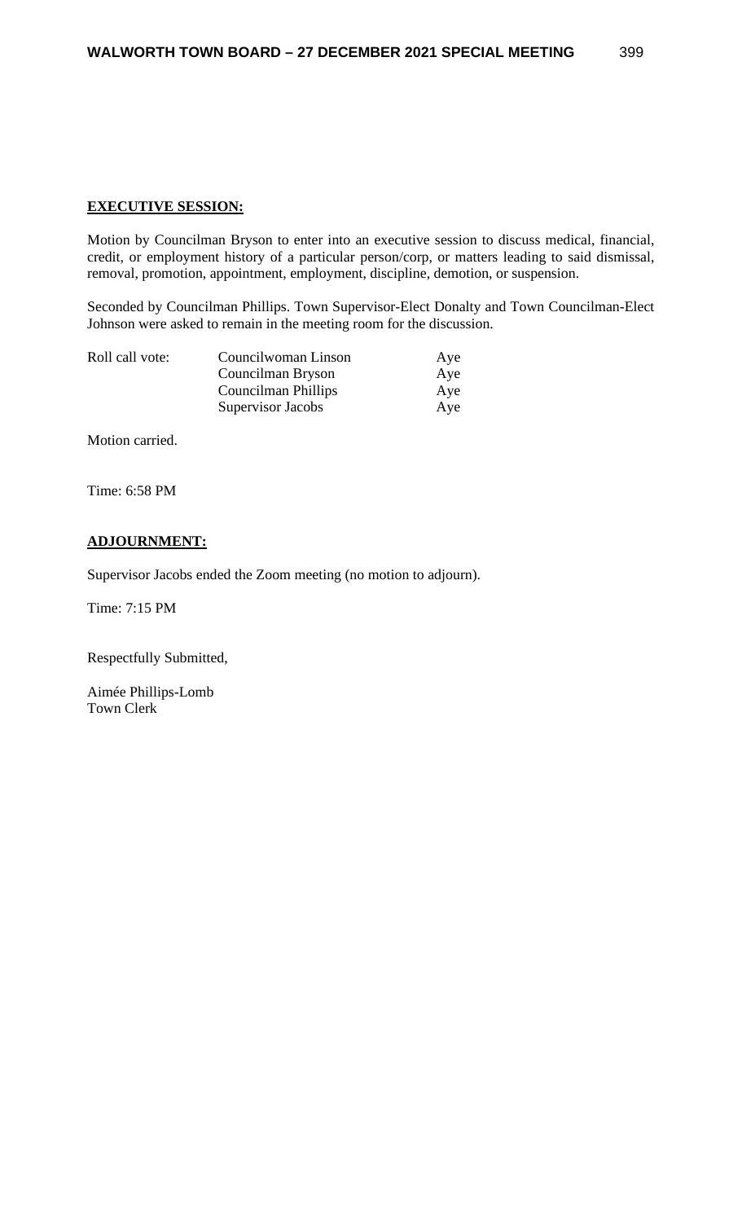**EXECUTIVE SESSION:**

Motion by Councilman Bryson to enter into an executive session to discuss medical, financial, credit, or employment history of a particular person/corp, or matters leading to said dismissal, removal, promotion, appointment, employment, discipline, demotion, or suspension.

Seconded by Councilman Phillips. Town Supervisor-Elect Donalty and Town Councilman-Elect Johnson were asked to remain in the meeting room for the discussion.

| | | |
|---|---|---|
| Roll call vote: | Councilwoman Linson | Aye |
| | Councilman Bryson | Aye |
| | Councilman Phillips | Aye |
| | Supervisor Jacobs | Aye |

Motion carried.

Time: 6:58 PM

**ADJOURNMENT:**

Supervisor Jacobs ended the Zoom meeting (no motion to adjourn).

Time: 7:15 PM

Respectfully Submitted,

Aimée Phillips-Lomb
Town Clerk